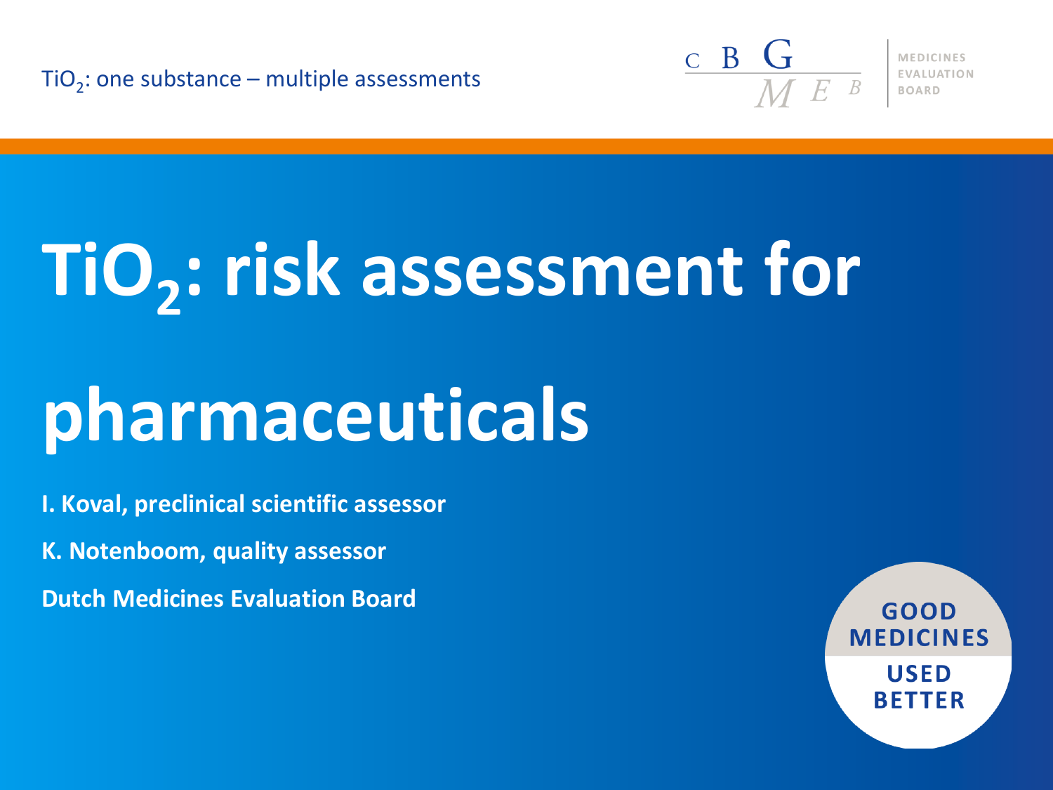# $TiO_2$: risk assessment for pharmaceuticals

**I. Koval, preclinical scientific assessor**

**K. Notenboom, quality assessor**

**Dutch Medicines Evaluation Board**

GOOD MEDICINES USED BETTER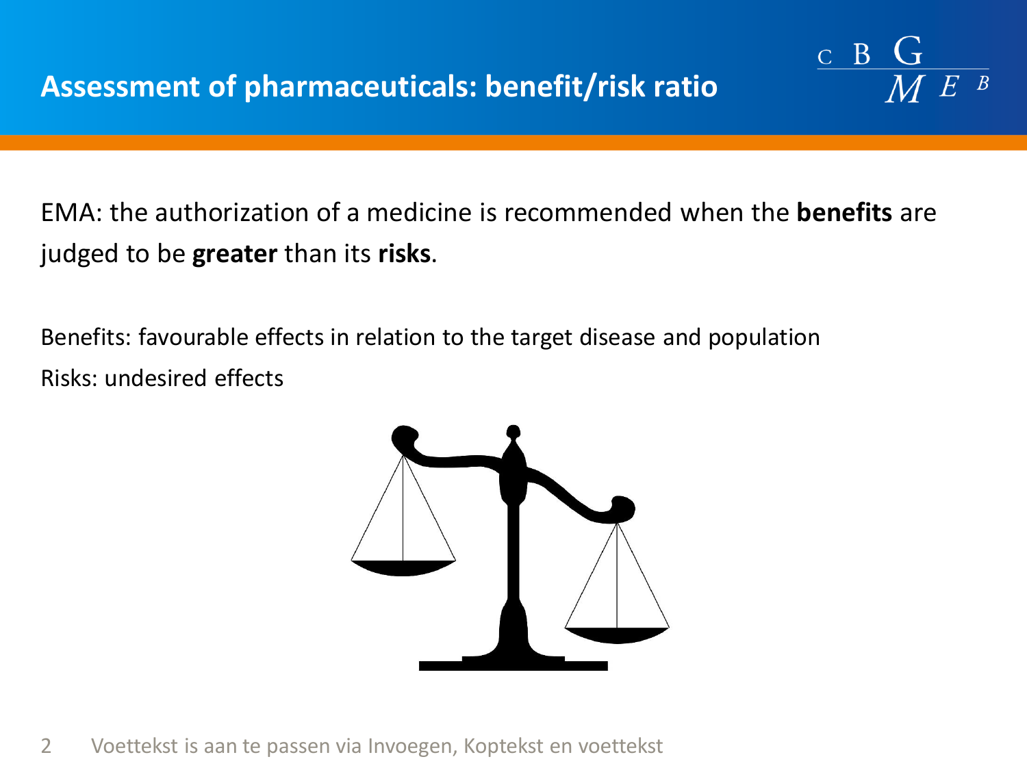# Assessment of pharmaceuticals: benefit/risk ratio

EMA: the authorization of a medicine is recommended when the **benefits** are judged to be **greater** than its **risks**.

Benefits: favourable effects in relation to the target disease and population

Risks: undesired effects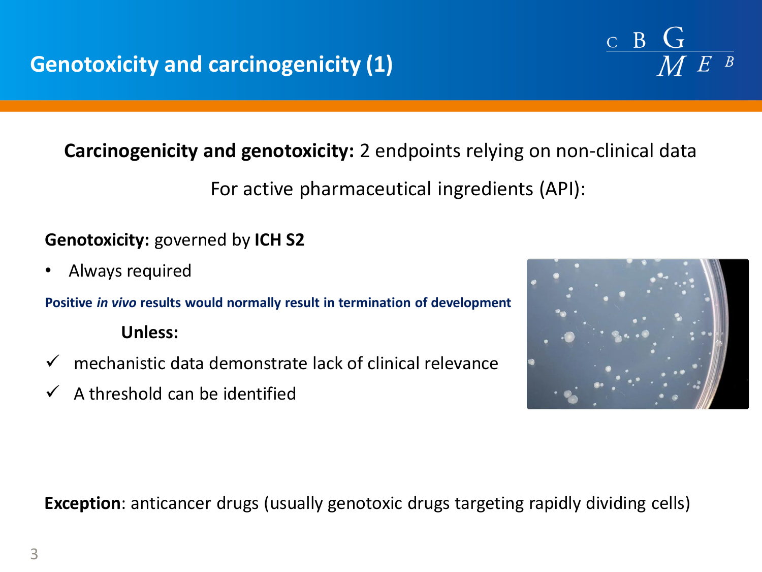# Genotoxicity and carcinogenicity (1)

**Carcinogenicity and genotoxicity:** 2 endpoints relying on non-clinical data

For active pharmaceutical ingredients (API):

**Genotoxicity:** governed by **ICH S2**

- Always required

**Positive *in vivo* results would normally result in termination of development**

**Unless:**

- ✓ mechanistic data demonstrate lack of clinical relevance
- ✓ A threshold can be identified

**Exception**: anticancer drugs (usually genotoxic drugs targeting rapidly dividing cells)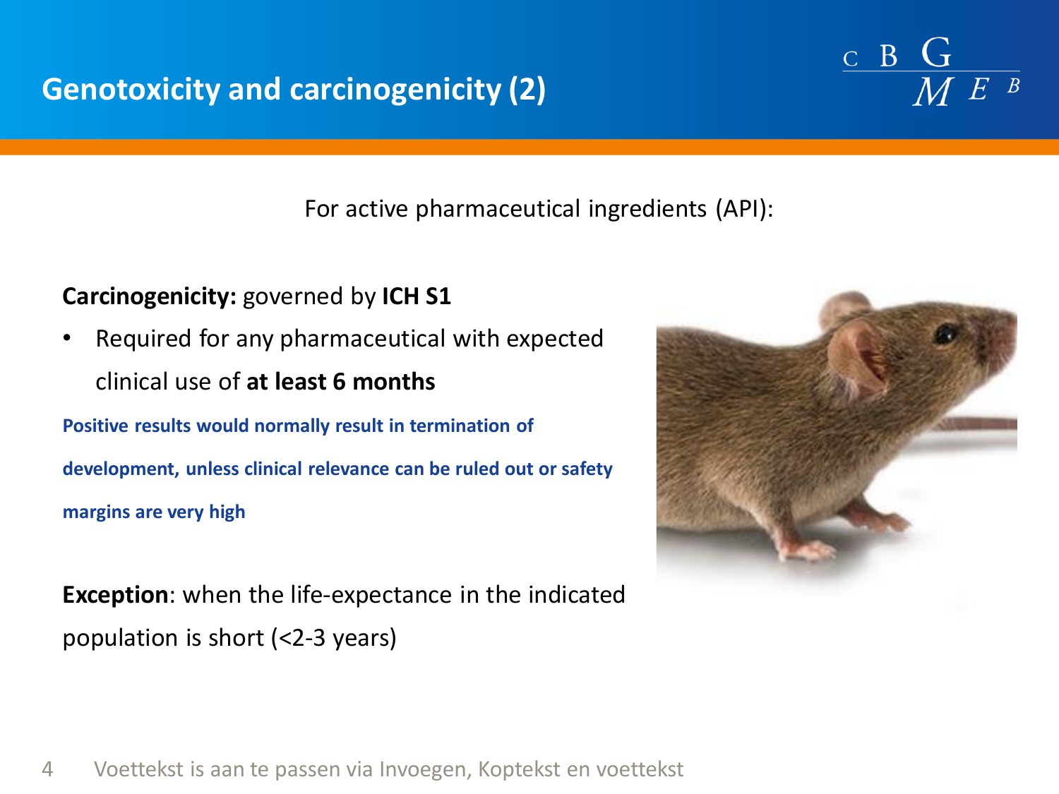# Genotoxicity and carcinogenicity (2)

For active pharmaceutical ingredients (API):

**Carcinogenicity:** governed by **ICH S1**

- Required for any pharmaceutical with expected clinical use of **at least 6 months**

**Positive results would normally result in termination of development, unless clinical relevance can be ruled out or safety margins are very high**

**Exception**: when the life-expectance in the indicated population is short (<2-3 years)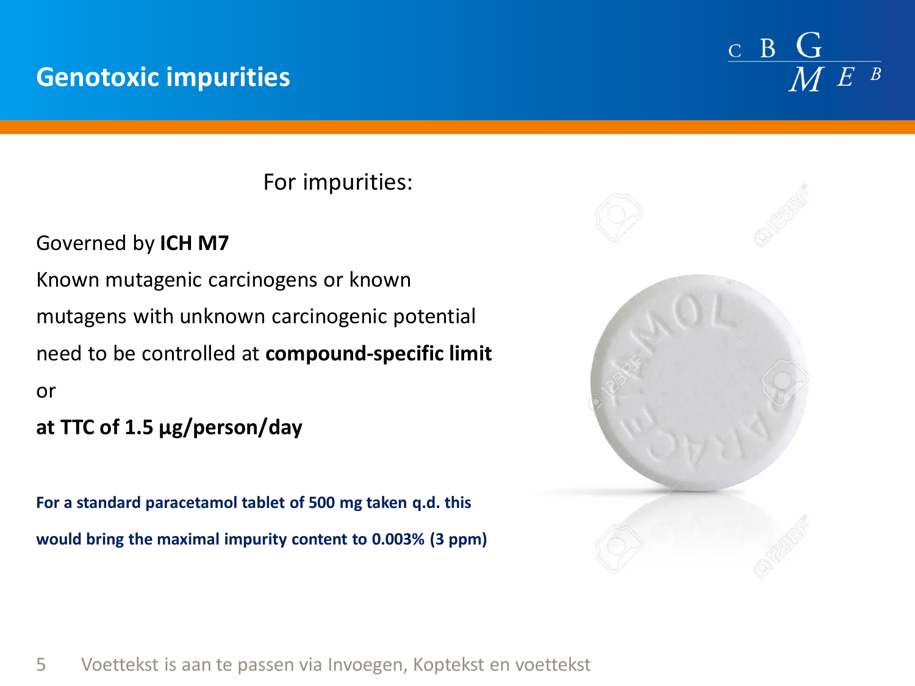# Genotoxic impurities

For impurities:

Governed by **ICH M7**

Known mutagenic carcinogens or known mutagens with unknown carcinogenic potential need to be controlled at **compound-specific limit**

or

**at TTC of 1.5 µg/person/day**

**For a standard paracetamol tablet of 500 mg taken q.d. this would bring the maximal impurity content to 0.003% (3 ppm)**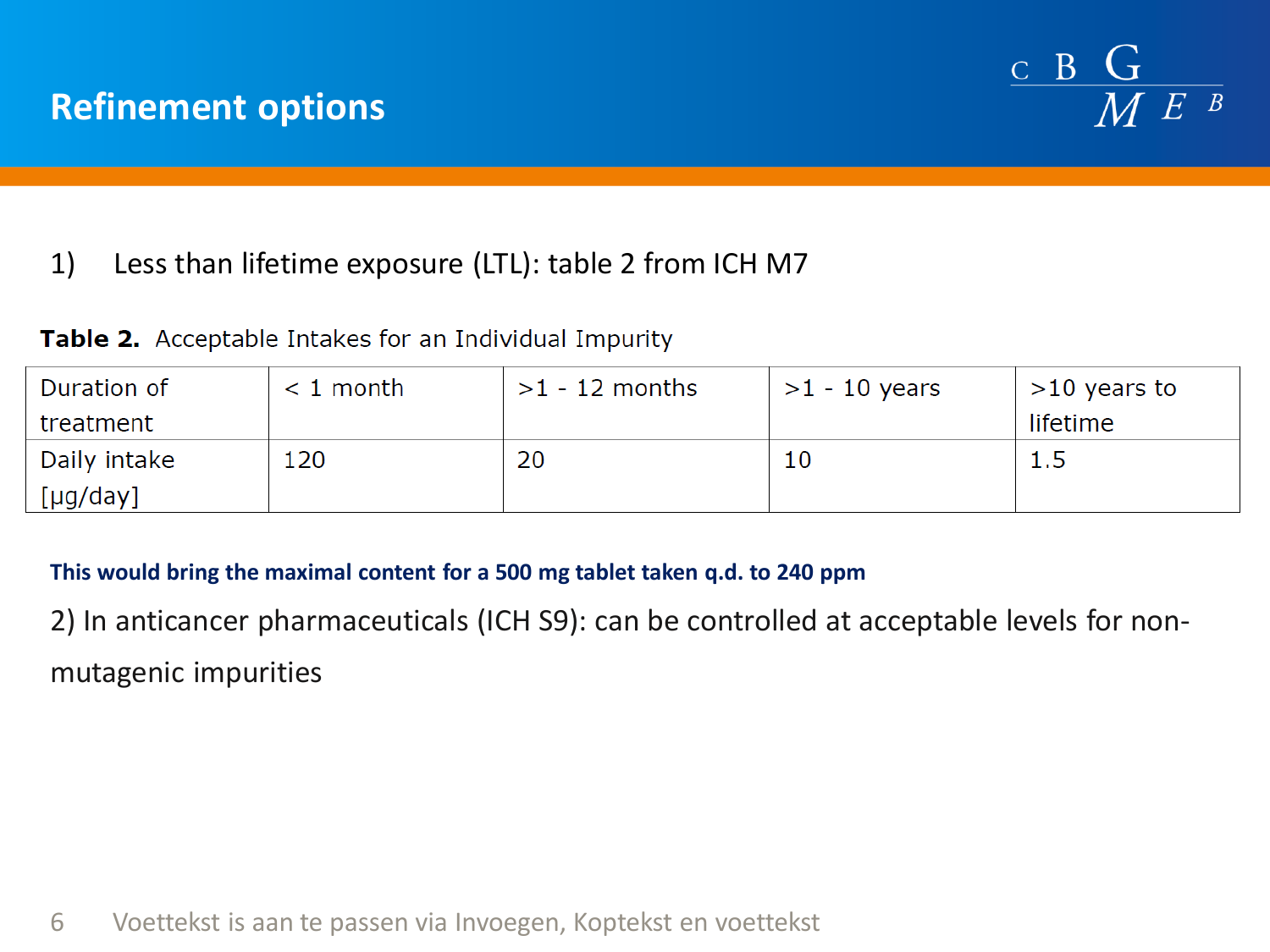# Refinement options

1) Less than lifetime exposure (LTL): table 2 from ICH M7

**Table 2.** Acceptable Intakes for an Individual Impurity

| Duration of treatment | < 1 month | >1 - 12 months | >1 - 10 years | >10 years to lifetime |
|---|---|---|---|---|
| Daily intake [µg/day] | 120 | 20 | 10 | 1.5 |

**This would bring the maximal content for a 500 mg tablet taken q.d. to 240 ppm**

2) In anticancer pharmaceuticals (ICH S9): can be controlled at acceptable levels for non-mutagenic impurities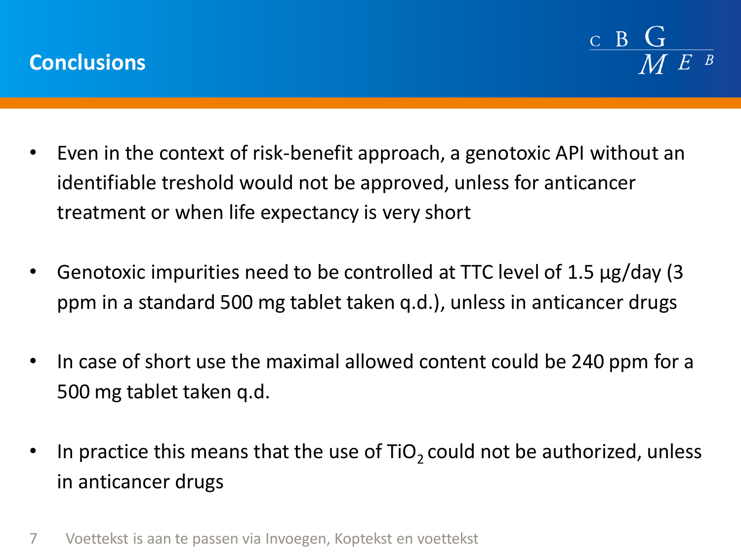# Conclusions

- Even in the context of risk-benefit approach, a genotoxic API without an identifiable treshold would not be approved, unless for anticancer treatment or when life expectancy is very short

- Genotoxic impurities need to be controlled at TTC level of 1.5 µg/day (3 ppm in a standard 500 mg tablet taken q.d.), unless in anticancer drugs

- In case of short use the maximal allowed content could be 240 ppm for a 500 mg tablet taken q.d.

- In practice this means that the use of $TiO_2$ could not be authorized, unless in anticancer drugs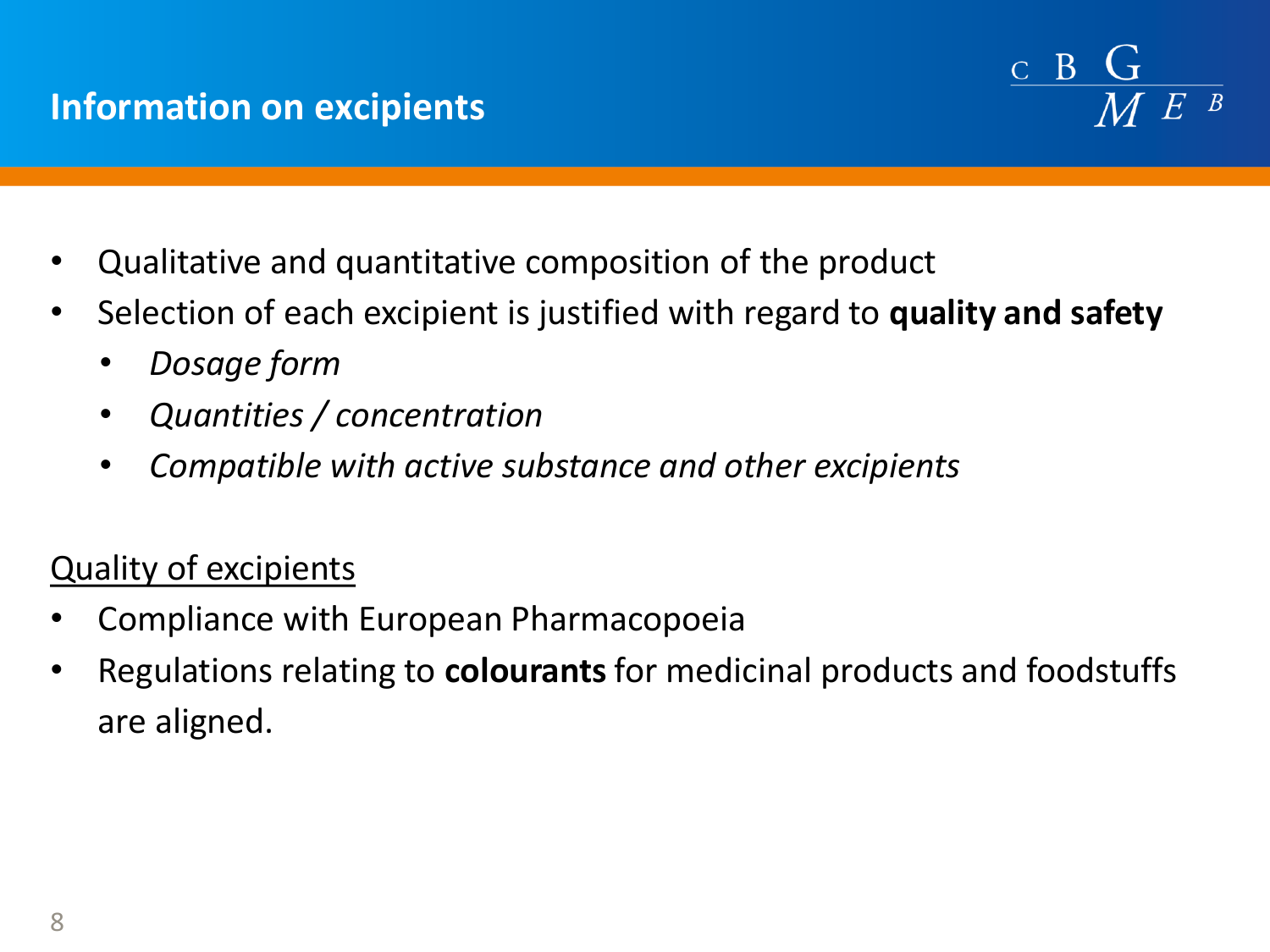# Information on excipients

- Qualitative and quantitative composition of the product
- Selection of each excipient is justified with regard to **quality and safety**
  - *Dosage form*
  - *Quantities / concentration*
  - *Compatible with active substance and other excipients*

<u>Quality of excipients</u>

- Compliance with European Pharmacopoeia
- Regulations relating to **colourants** for medicinal products and foodstuffs are aligned.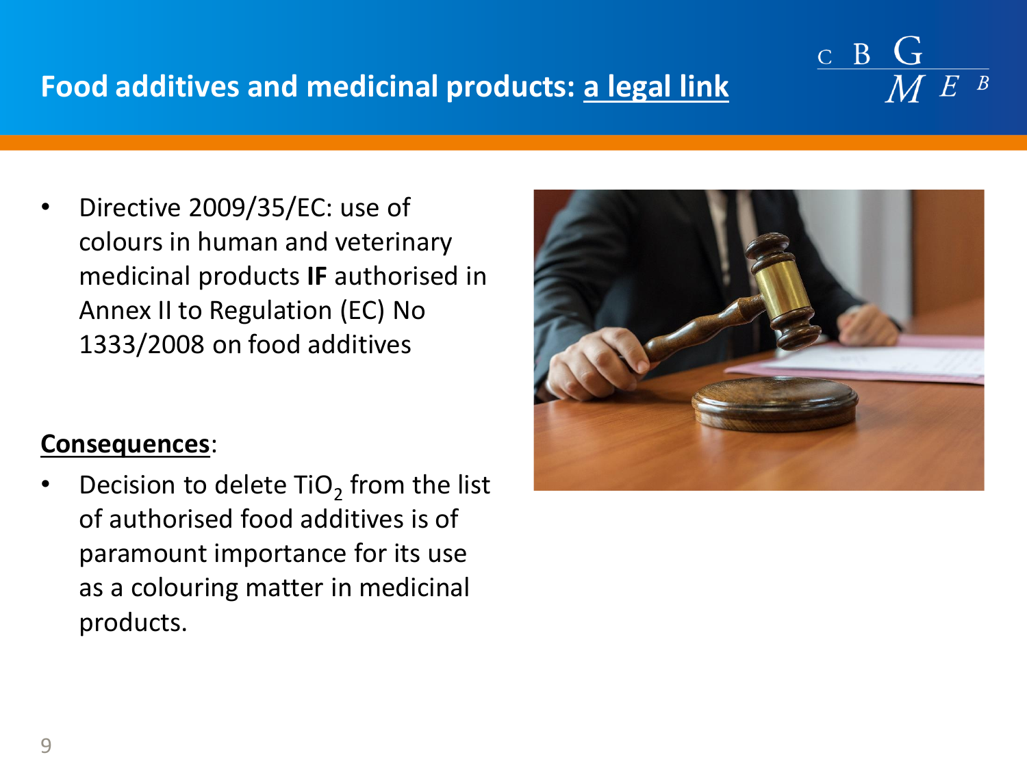# Food additives and medicinal products: a legal link

- Directive 2009/35/EC: use of colours in human and veterinary medicinal products **IF** authorised in Annex II to Regulation (EC) No 1333/2008 on food additives

**Consequences**:

- Decision to delete $TiO_2$ from the list of authorised food additives is of paramount importance for its use as a colouring matter in medicinal products.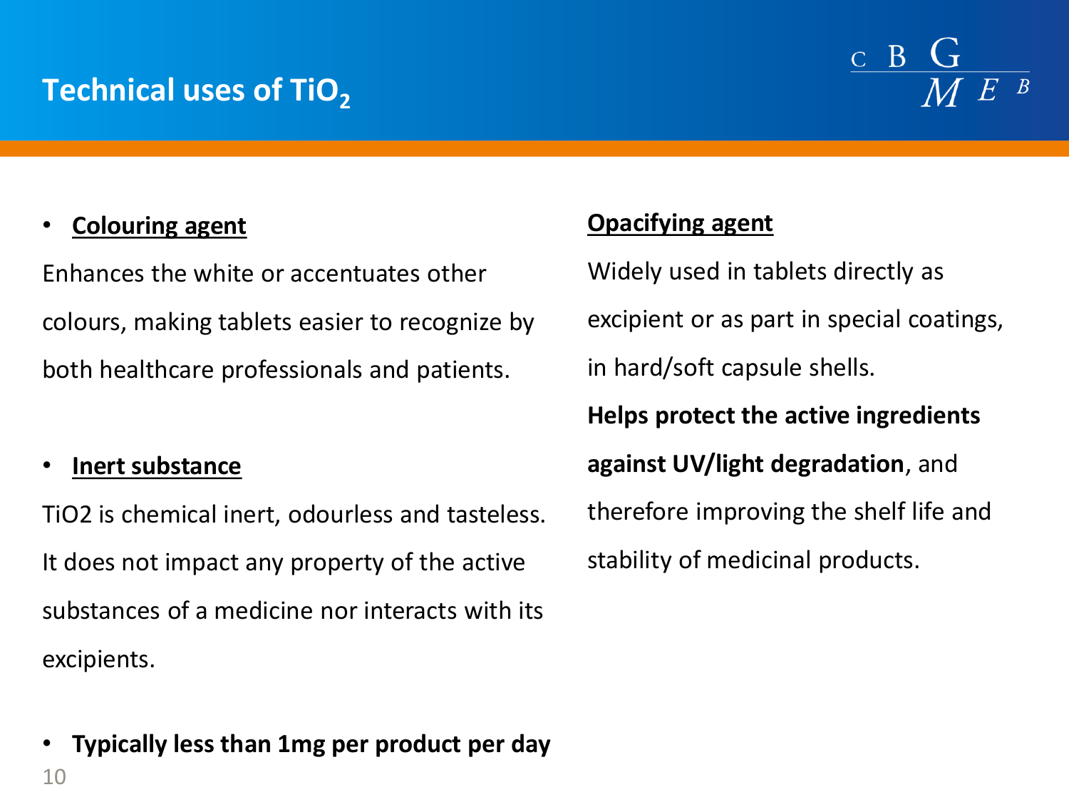# Technical uses of $TiO_2$

- **<u>Colouring agent</u>**

Enhances the white or accentuates other colours, making tablets easier to recognize by both healthcare professionals and patients.

- **<u>Inert substance</u>**

TiO2 is chemical inert, odourless and tasteless. It does not impact any property of the active substances of a medicine nor interacts with its excipients.

- **Typically less than 1mg per product per day**

**<u>Opacifying agent</u>**

Widely used in tablets directly as excipient or as part in special coatings, in hard/soft capsule shells.

**Helps protect the active ingredients against UV/light degradation**, and therefore improving the shelf life and stability of medicinal products.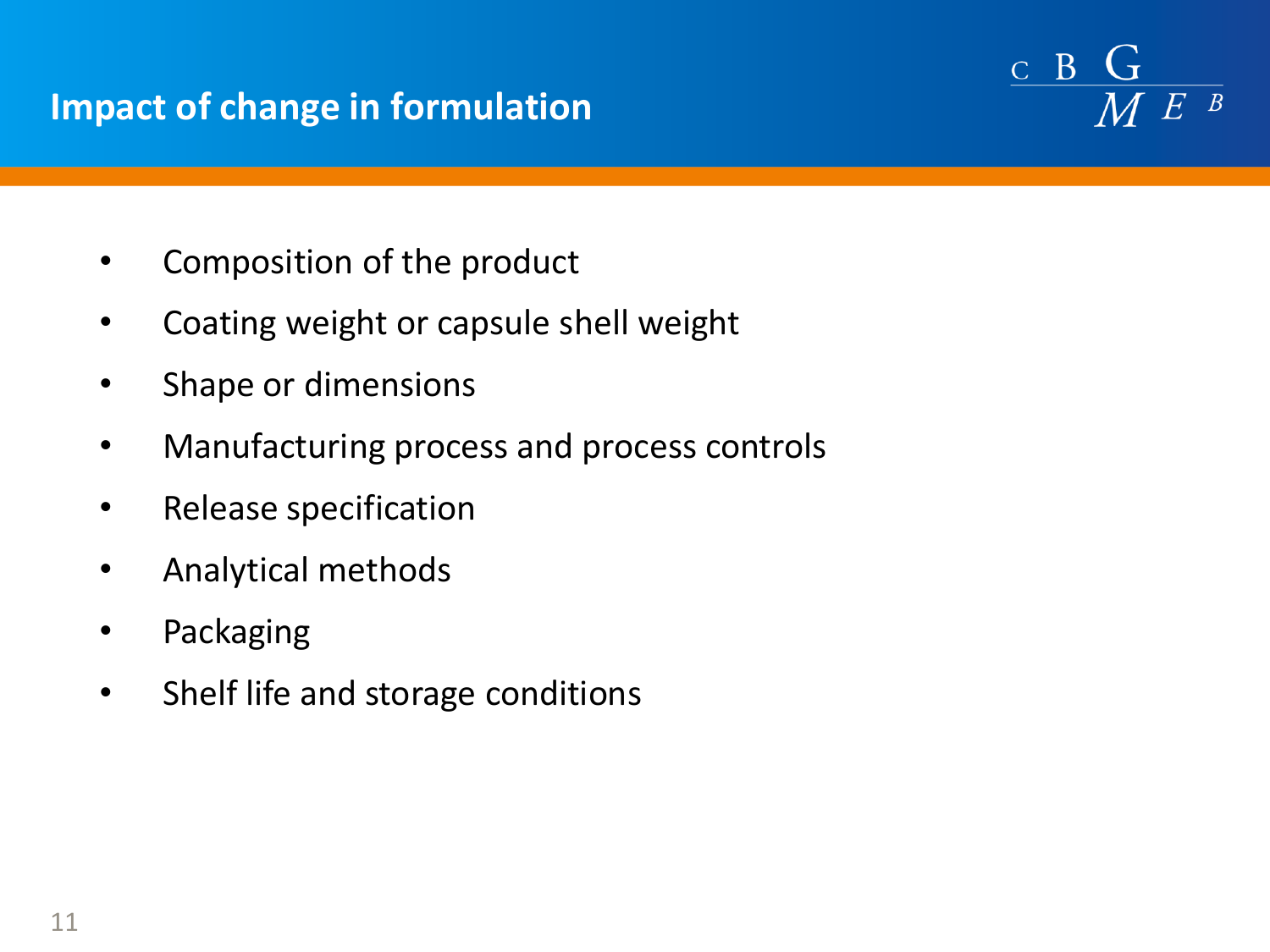# Impact of change in formulation

- Composition of the product
- Coating weight or capsule shell weight
- Shape or dimensions
- Manufacturing process and process controls
- Release specification
- Analytical methods
- Packaging
- Shelf life and storage conditions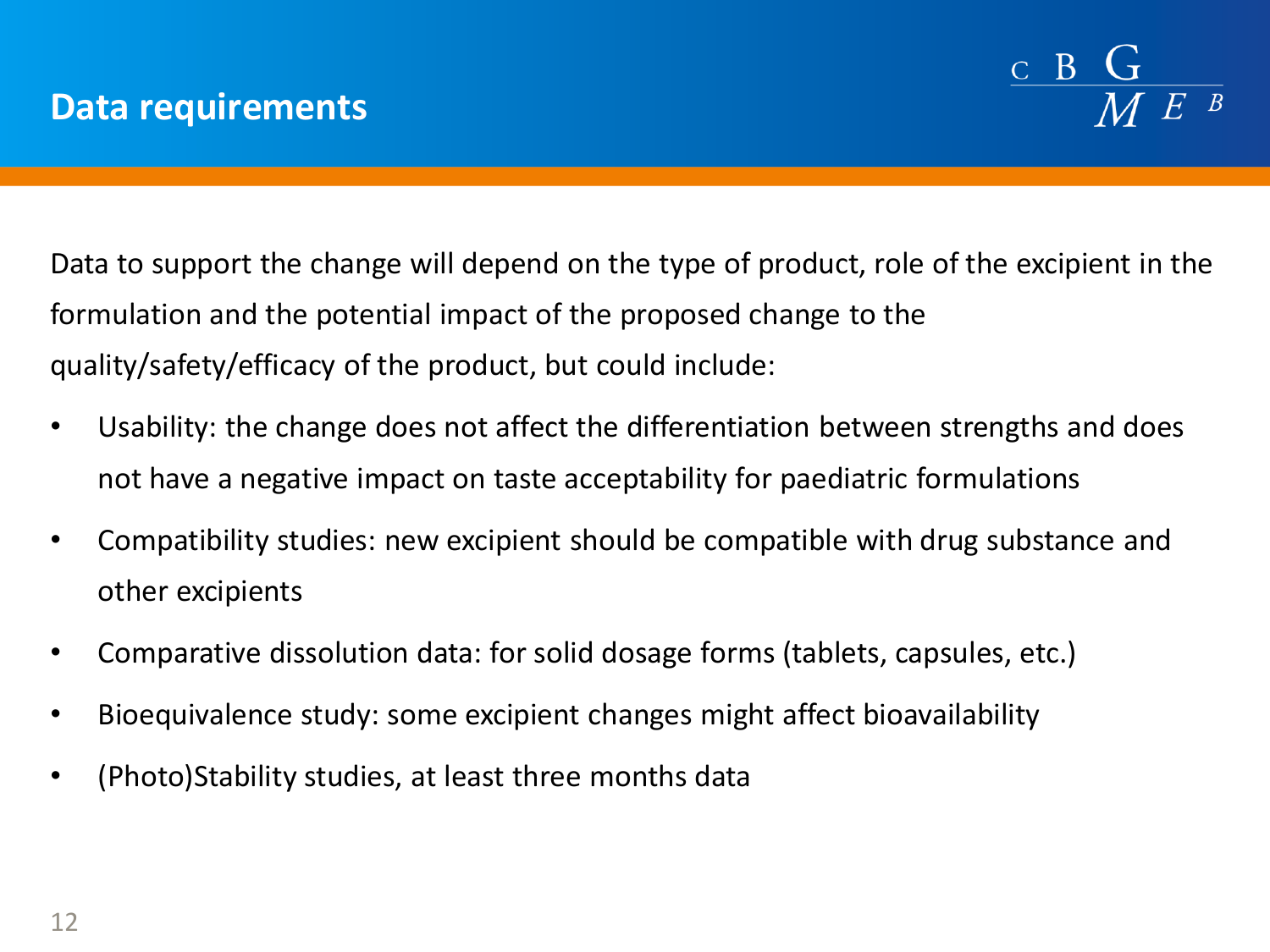# Data requirements

Data to support the change will depend on the type of product, role of the excipient in the formulation and the potential impact of the proposed change to the quality/safety/efficacy of the product, but could include:

- Usability: the change does not affect the differentiation between strengths and does not have a negative impact on taste acceptability for paediatric formulations
- Compatibility studies: new excipient should be compatible with drug substance and other excipients
- Comparative dissolution data: for solid dosage forms (tablets, capsules, etc.)
- Bioequivalence study: some excipient changes might affect bioavailability
- (Photo)Stability studies, at least three months data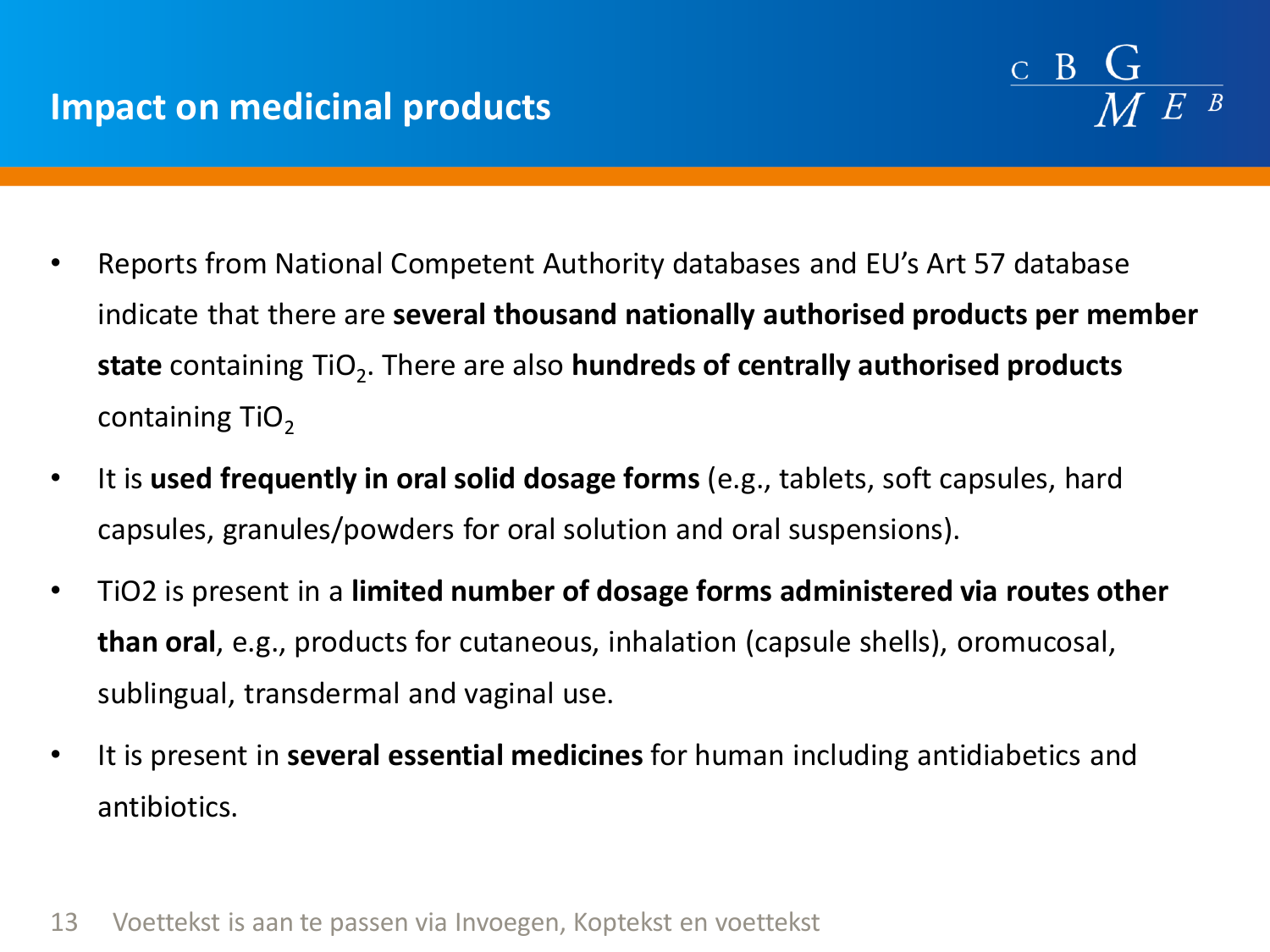# Impact on medicinal products

- Reports from National Competent Authority databases and EU's Art 57 database indicate that there are **several thousand nationally authorised products per member state** containing $TiO_2$. There are also **hundreds of centrally authorised products** containing $TiO_2$
- It is **used frequently in oral solid dosage forms** (e.g., tablets, soft capsules, hard capsules, granules/powders for oral solution and oral suspensions).
- TiO2 is present in a **limited number of dosage forms administered via routes other than oral**, e.g., products for cutaneous, inhalation (capsule shells), oromucosal, sublingual, transdermal and vaginal use.
- It is present in **several essential medicines** for human including antidiabetics and antibiotics.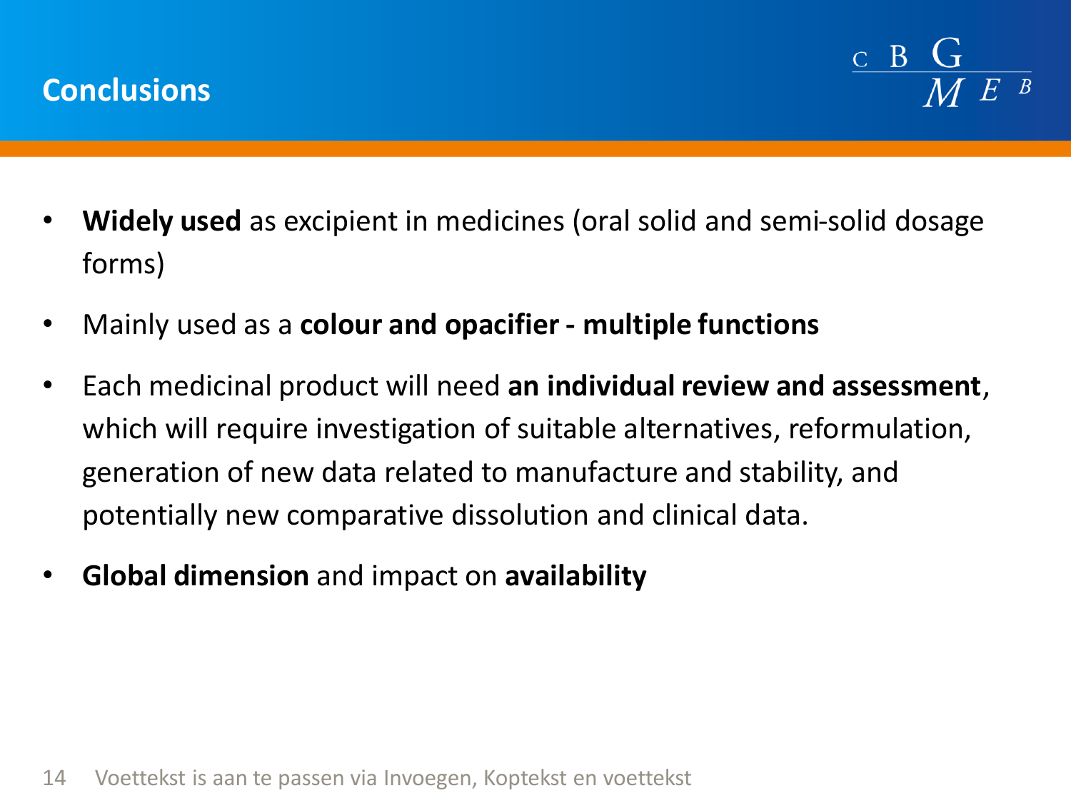# Conclusions

- **Widely used** as excipient in medicines (oral solid and semi-solid dosage forms)
- Mainly used as a **colour and opacifier - multiple functions**
- Each medicinal product will need **an individual review and assessment**, which will require investigation of suitable alternatives, reformulation, generation of new data related to manufacture and stability, and potentially new comparative dissolution and clinical data.
- **Global dimension** and impact on **availability**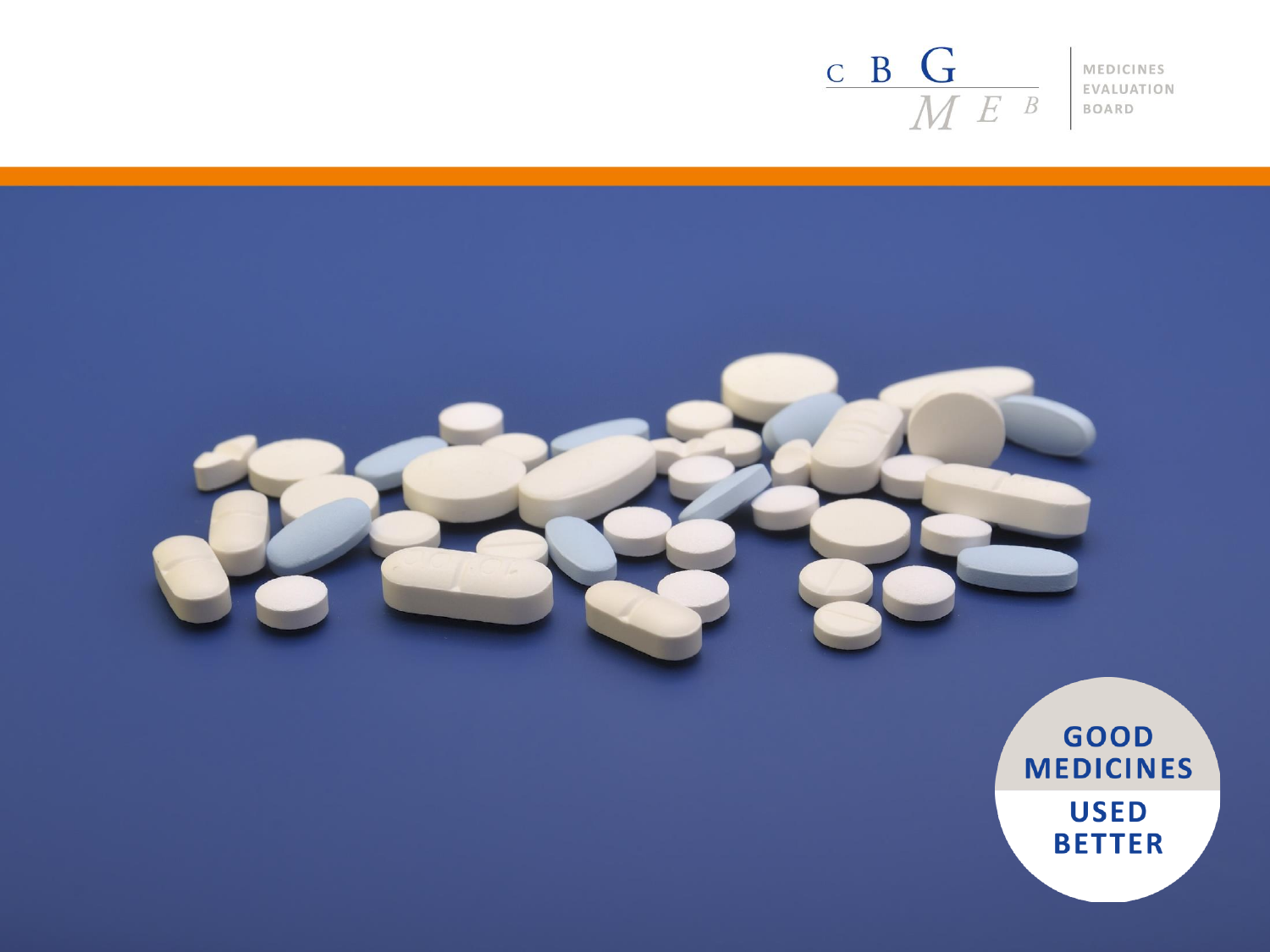MEDICINES EVALUATION BOARD

GOOD MEDICINES USED BETTER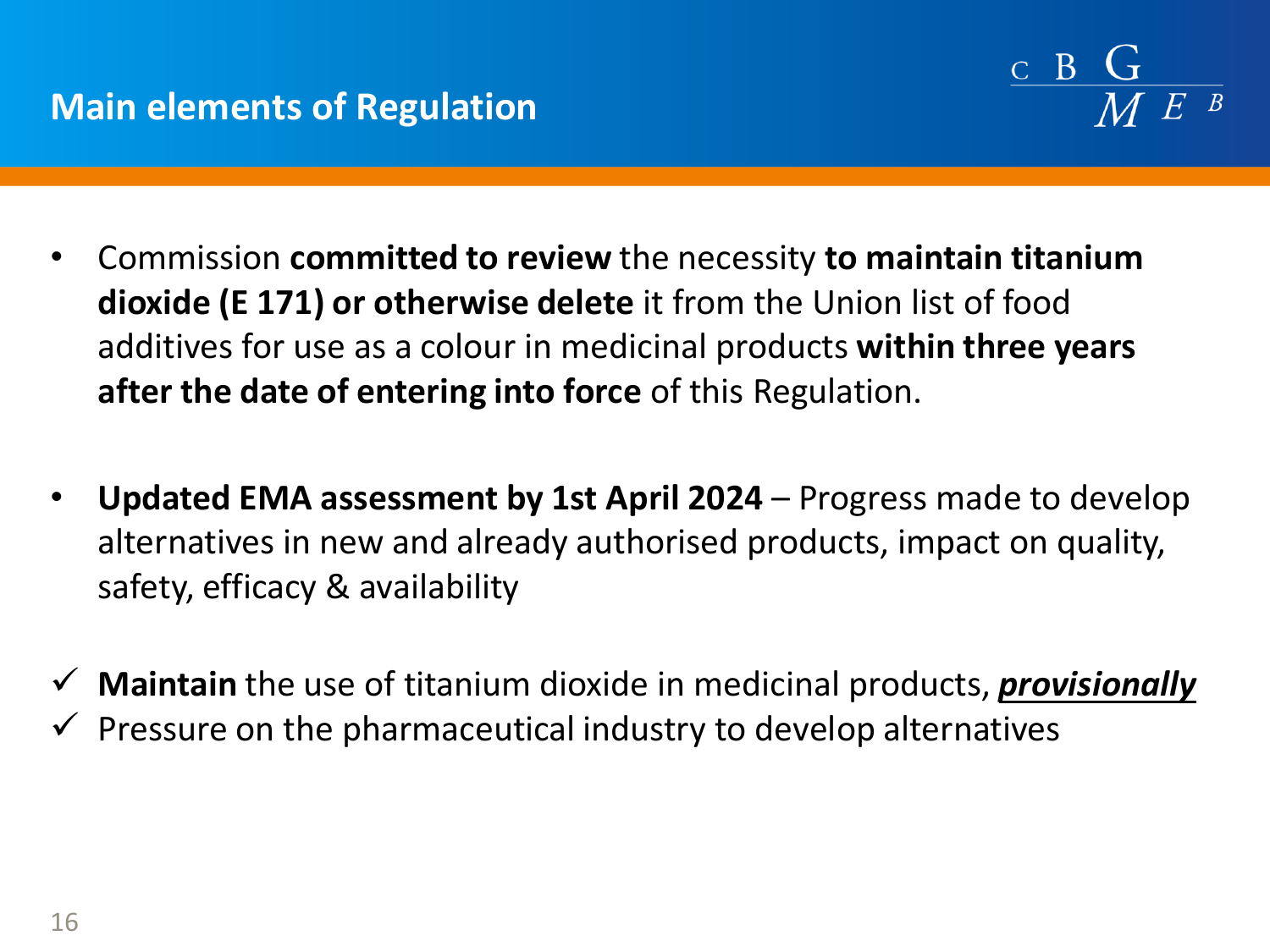## Main elements of Regulation

- Commission **committed to review** the necessity **to maintain titanium dioxide (E 171) or otherwise delete** it from the Union list of food additives for use as a colour in medicinal products **within three years after the date of entering into force** of this Regulation.

- **Updated EMA assessment by 1st April 2024** – Progress made to develop alternatives in new and already authorised products, impact on quality, safety, efficacy & availability

✓ **Maintain** the use of titanium dioxide in medicinal products, ***provisionally***
✓ Pressure on the pharmaceutical industry to develop alternatives